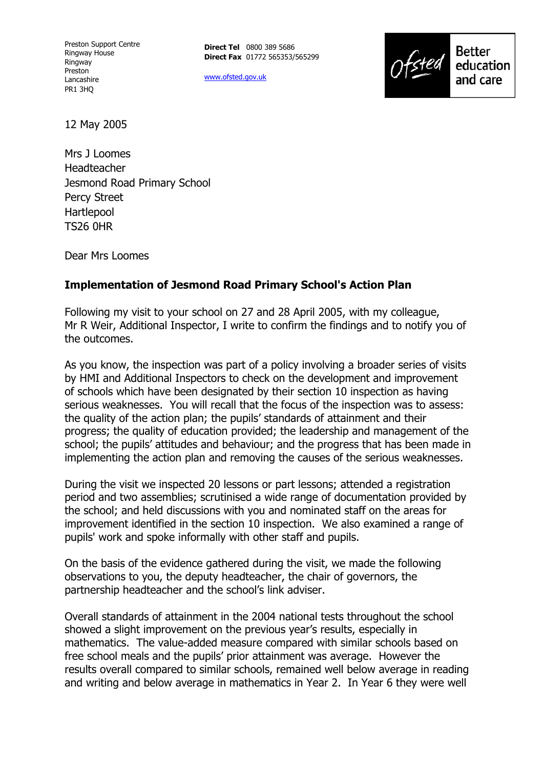Preston Support Centre
Ringway House
Ringway
Preston
Lancashire
PR1 3HQ

**Direct Tel** 0800 389 5686
**Direct Fax** 01772 565353/565299

www.ofsted.gov.uk

Ofsted Better education and care

12 May 2005

Mrs J Loomes
Headteacher
Jesmond Road Primary School
Percy Street
Hartlepool
TS26 0HR

Dear Mrs Loomes

**Implementation of Jesmond Road Primary School's Action Plan**

Following my visit to your school on 27 and 28 April 2005, with my colleague, Mr R Weir, Additional Inspector, I write to confirm the findings and to notify you of the outcomes.

As you know, the inspection was part of a policy involving a broader series of visits by HMI and Additional Inspectors to check on the development and improvement of schools which have been designated by their section 10 inspection as having serious weaknesses. You will recall that the focus of the inspection was to assess: the quality of the action plan; the pupils' standards of attainment and their progress; the quality of education provided; the leadership and management of the school; the pupils' attitudes and behaviour; and the progress that has been made in implementing the action plan and removing the causes of the serious weaknesses.

During the visit we inspected 20 lessons or part lessons; attended a registration period and two assemblies; scrutinised a wide range of documentation provided by the school; and held discussions with you and nominated staff on the areas for improvement identified in the section 10 inspection. We also examined a range of pupils' work and spoke informally with other staff and pupils.

On the basis of the evidence gathered during the visit, we made the following observations to you, the deputy headteacher, the chair of governors, the partnership headteacher and the school's link adviser.

Overall standards of attainment in the 2004 national tests throughout the school showed a slight improvement on the previous year's results, especially in mathematics. The value-added measure compared with similar schools based on free school meals and the pupils' prior attainment was average. However the results overall compared to similar schools, remained well below average in reading and writing and below average in mathematics in Year 2. In Year 6 they were well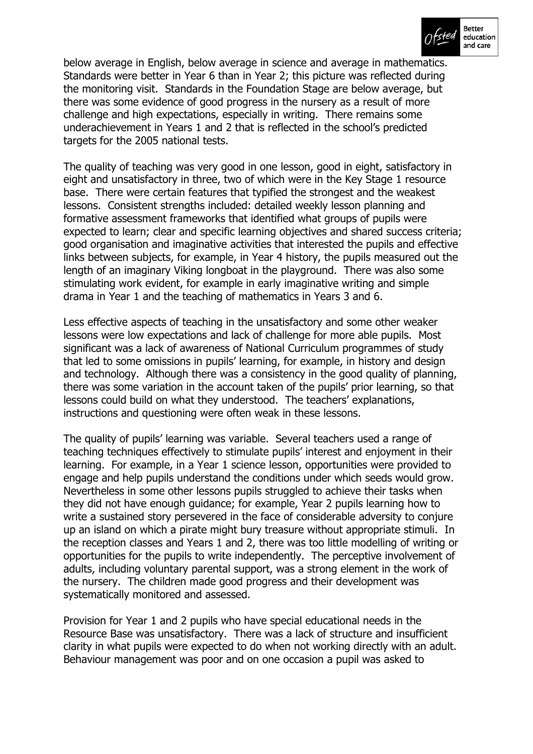below average in English, below average in science and average in mathematics. Standards were better in Year 6 than in Year 2; this picture was reflected during the monitoring visit. Standards in the Foundation Stage are below average, but there was some evidence of good progress in the nursery as a result of more challenge and high expectations, especially in writing. There remains some underachievement in Years 1 and 2 that is reflected in the school's predicted targets for the 2005 national tests.

The quality of teaching was very good in one lesson, good in eight, satisfactory in eight and unsatisfactory in three, two of which were in the Key Stage 1 resource base. There were certain features that typified the strongest and the weakest lessons. Consistent strengths included: detailed weekly lesson planning and formative assessment frameworks that identified what groups of pupils were expected to learn; clear and specific learning objectives and shared success criteria; good organisation and imaginative activities that interested the pupils and effective links between subjects, for example, in Year 4 history, the pupils measured out the length of an imaginary Viking longboat in the playground. There was also some stimulating work evident, for example in early imaginative writing and simple drama in Year 1 and the teaching of mathematics in Years 3 and 6.

Less effective aspects of teaching in the unsatisfactory and some other weaker lessons were low expectations and lack of challenge for more able pupils. Most significant was a lack of awareness of National Curriculum programmes of study that led to some omissions in pupils' learning, for example, in history and design and technology. Although there was a consistency in the good quality of planning, there was some variation in the account taken of the pupils' prior learning, so that lessons could build on what they understood. The teachers' explanations, instructions and questioning were often weak in these lessons.

The quality of pupils' learning was variable. Several teachers used a range of teaching techniques effectively to stimulate pupils' interest and enjoyment in their learning. For example, in a Year 1 science lesson, opportunities were provided to engage and help pupils understand the conditions under which seeds would grow. Nevertheless in some other lessons pupils struggled to achieve their tasks when they did not have enough guidance; for example, Year 2 pupils learning how to write a sustained story persevered in the face of considerable adversity to conjure up an island on which a pirate might bury treasure without appropriate stimuli. In the reception classes and Years 1 and 2, there was too little modelling of writing or opportunities for the pupils to write independently. The perceptive involvement of adults, including voluntary parental support, was a strong element in the work of the nursery. The children made good progress and their development was systematically monitored and assessed.

Provision for Year 1 and 2 pupils who have special educational needs in the Resource Base was unsatisfactory. There was a lack of structure and insufficient clarity in what pupils were expected to do when not working directly with an adult. Behaviour management was poor and on one occasion a pupil was asked to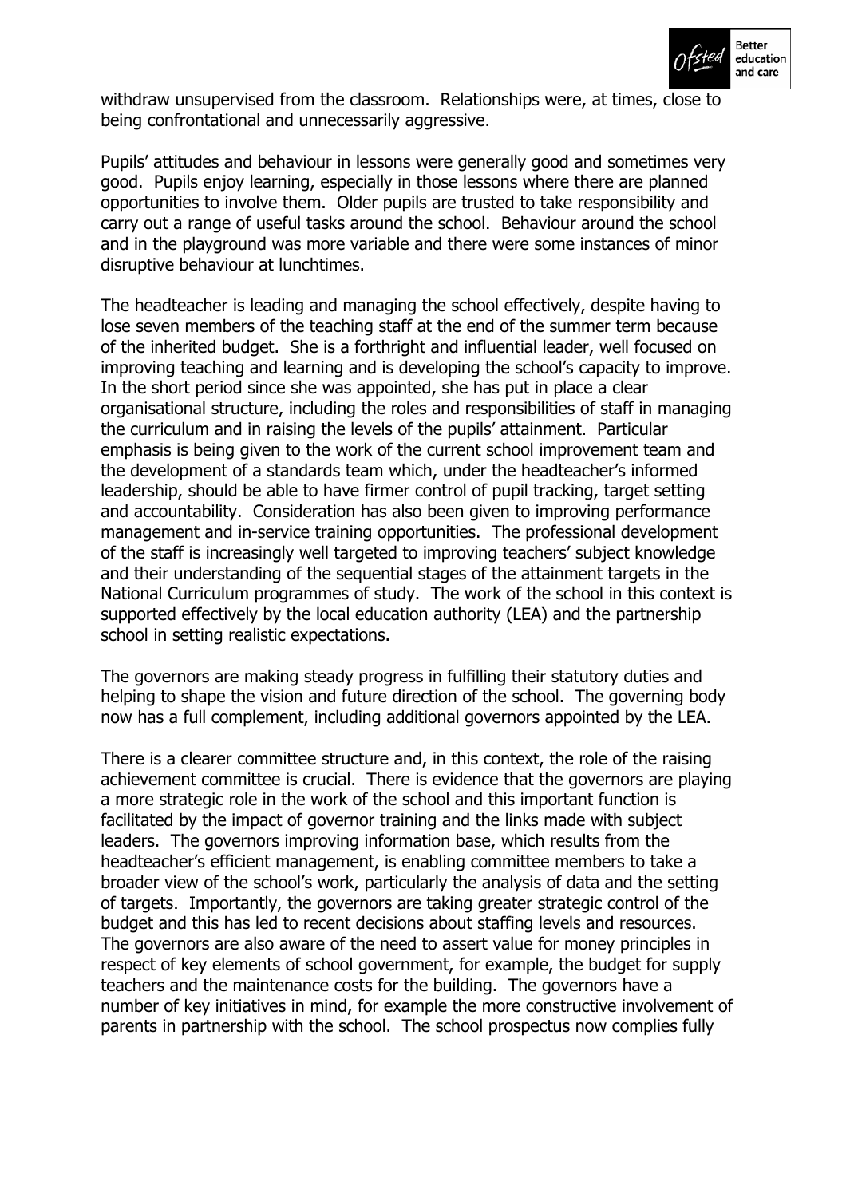withdraw unsupervised from the classroom. Relationships were, at times, close to being confrontational and unnecessarily aggressive.

Pupils' attitudes and behaviour in lessons were generally good and sometimes very good. Pupils enjoy learning, especially in those lessons where there are planned opportunities to involve them. Older pupils are trusted to take responsibility and carry out a range of useful tasks around the school. Behaviour around the school and in the playground was more variable and there were some instances of minor disruptive behaviour at lunchtimes.

The headteacher is leading and managing the school effectively, despite having to lose seven members of the teaching staff at the end of the summer term because of the inherited budget. She is a forthright and influential leader, well focused on improving teaching and learning and is developing the school's capacity to improve. In the short period since she was appointed, she has put in place a clear organisational structure, including the roles and responsibilities of staff in managing the curriculum and in raising the levels of the pupils' attainment. Particular emphasis is being given to the work of the current school improvement team and the development of a standards team which, under the headteacher's informed leadership, should be able to have firmer control of pupil tracking, target setting and accountability. Consideration has also been given to improving performance management and in-service training opportunities. The professional development of the staff is increasingly well targeted to improving teachers' subject knowledge and their understanding of the sequential stages of the attainment targets in the National Curriculum programmes of study. The work of the school in this context is supported effectively by the local education authority (LEA) and the partnership school in setting realistic expectations.

The governors are making steady progress in fulfilling their statutory duties and helping to shape the vision and future direction of the school. The governing body now has a full complement, including additional governors appointed by the LEA.

There is a clearer committee structure and, in this context, the role of the raising achievement committee is crucial. There is evidence that the governors are playing a more strategic role in the work of the school and this important function is facilitated by the impact of governor training and the links made with subject leaders. The governors improving information base, which results from the headteacher's efficient management, is enabling committee members to take a broader view of the school's work, particularly the analysis of data and the setting of targets. Importantly, the governors are taking greater strategic control of the budget and this has led to recent decisions about staffing levels and resources. The governors are also aware of the need to assert value for money principles in respect of key elements of school government, for example, the budget for supply teachers and the maintenance costs for the building. The governors have a number of key initiatives in mind, for example the more constructive involvement of parents in partnership with the school. The school prospectus now complies fully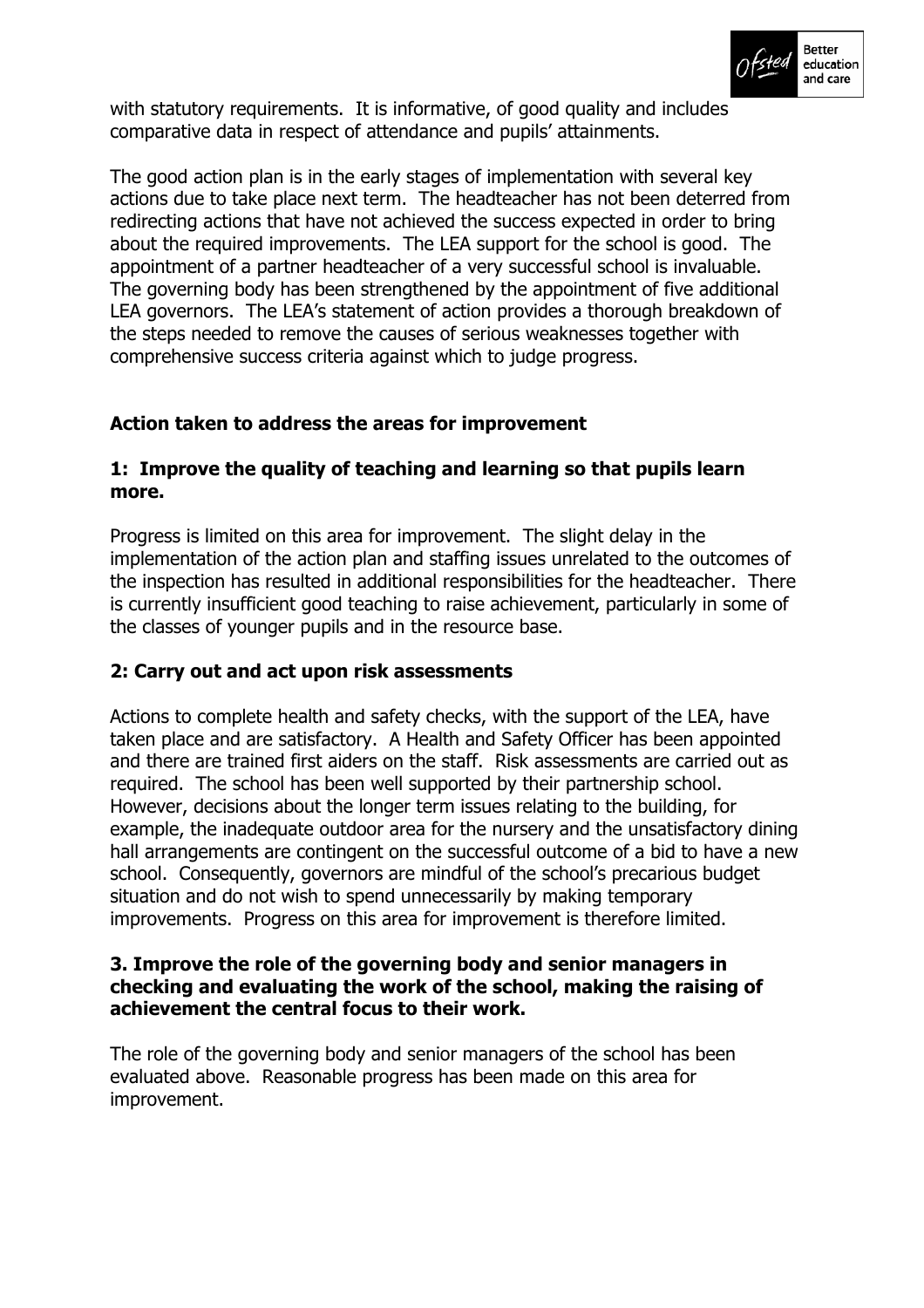with statutory requirements. It is informative, of good quality and includes comparative data in respect of attendance and pupils' attainments.

The good action plan is in the early stages of implementation with several key actions due to take place next term. The headteacher has not been deterred from redirecting actions that have not achieved the success expected in order to bring about the required improvements. The LEA support for the school is good. The appointment of a partner headteacher of a very successful school is invaluable. The governing body has been strengthened by the appointment of five additional LEA governors. The LEA's statement of action provides a thorough breakdown of the steps needed to remove the causes of serious weaknesses together with comprehensive success criteria against which to judge progress.

## Action taken to address the areas for improvement

### 1: Improve the quality of teaching and learning so that pupils learn more.

Progress is limited on this area for improvement. The slight delay in the implementation of the action plan and staffing issues unrelated to the outcomes of the inspection has resulted in additional responsibilities for the headteacher. There is currently insufficient good teaching to raise achievement, particularly in some of the classes of younger pupils and in the resource base.

### 2: Carry out and act upon risk assessments

Actions to complete health and safety checks, with the support of the LEA, have taken place and are satisfactory. A Health and Safety Officer has been appointed and there are trained first aiders on the staff. Risk assessments are carried out as required. The school has been well supported by their partnership school. However, decisions about the longer term issues relating to the building, for example, the inadequate outdoor area for the nursery and the unsatisfactory dining hall arrangements are contingent on the successful outcome of a bid to have a new school. Consequently, governors are mindful of the school's precarious budget situation and do not wish to spend unnecessarily by making temporary improvements. Progress on this area for improvement is therefore limited.

### 3. Improve the role of the governing body and senior managers in checking and evaluating the work of the school, making the raising of achievement the central focus to their work.

The role of the governing body and senior managers of the school has been evaluated above. Reasonable progress has been made on this area for improvement.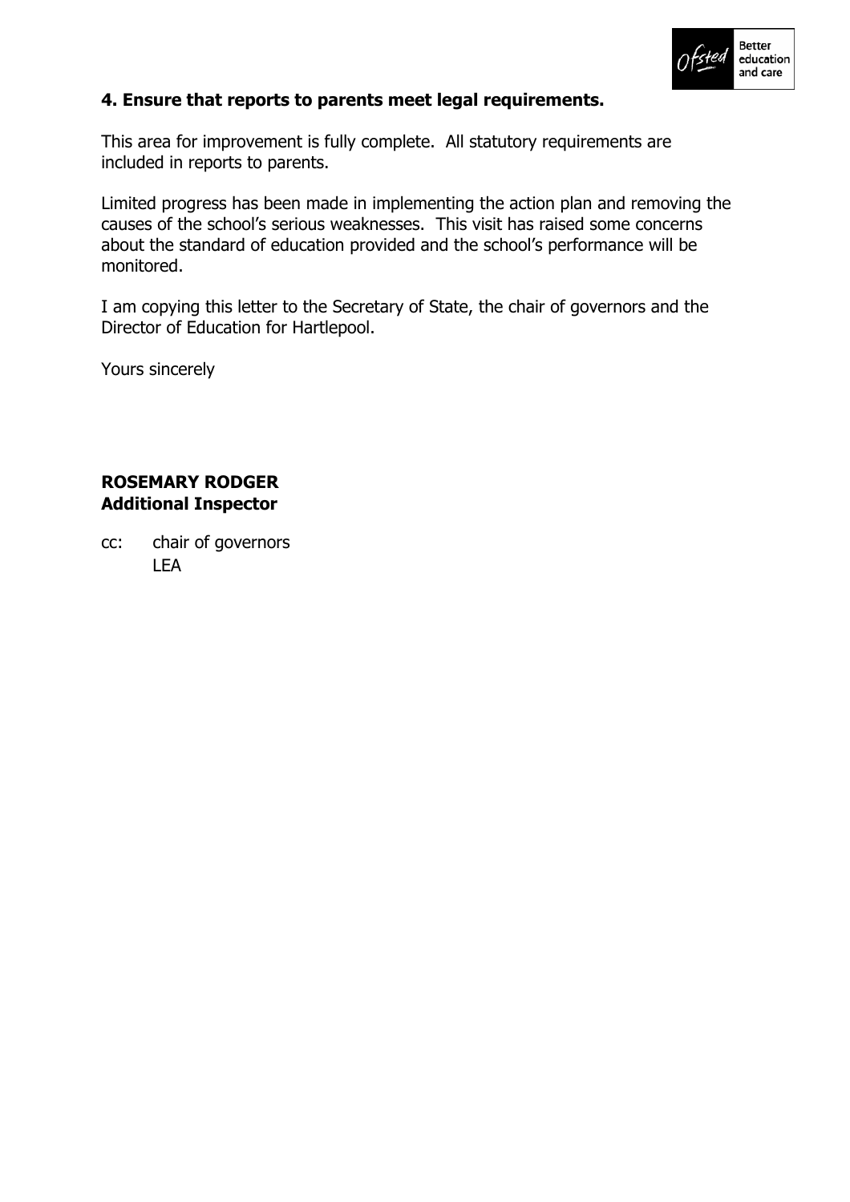**4. Ensure that reports to parents meet legal requirements.**

This area for improvement is fully complete. All statutory requirements are included in reports to parents.

Limited progress has been made in implementing the action plan and removing the causes of the school's serious weaknesses. This visit has raised some concerns about the standard of education provided and the school's performance will be monitored.

I am copying this letter to the Secretary of State, the chair of governors and the Director of Education for Hartlepool.

Yours sincerely

**ROSEMARY RODGER**
**Additional Inspector**

cc: chair of governors
LEA